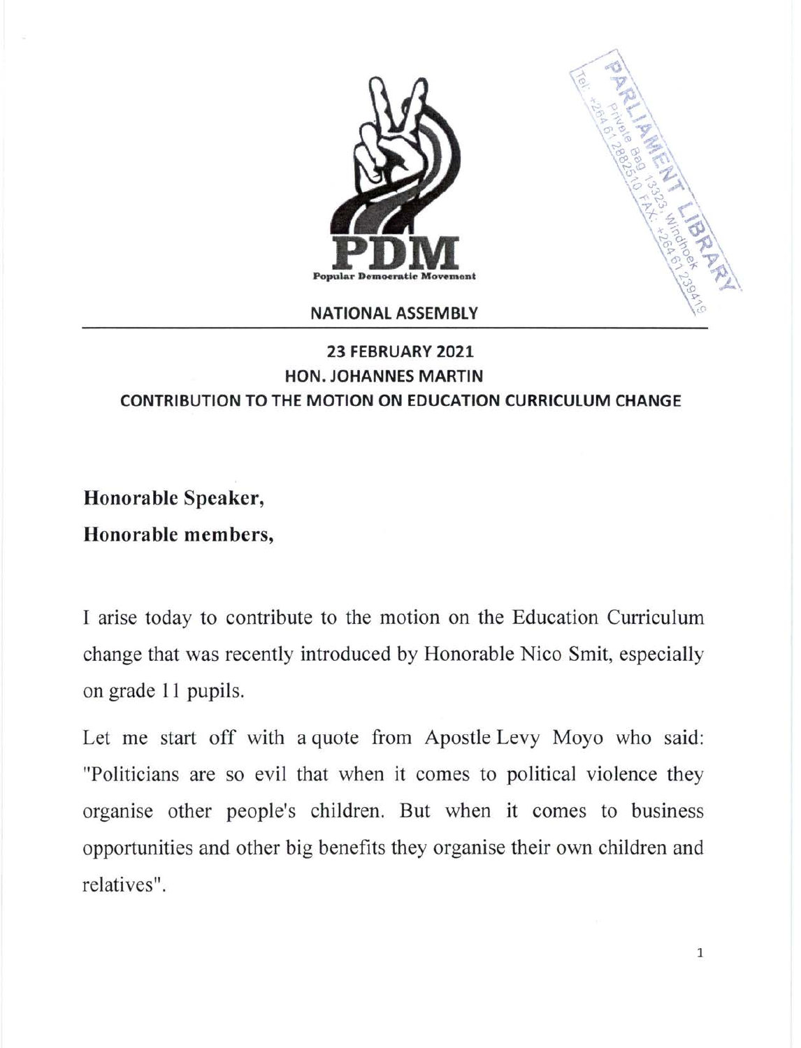PDM

Popular Democratic Movement

PARLIAMENT LIBRARY
Private Bag 13323, Windhoek
Tel: +264 61 2882510 FAX: +264 61 239419

**NATIONAL ASSEMBLY**

**23 FEBRUARY 2021**
**HON. JOHANNES MARTIN**
**CONTRIBUTION TO THE MOTION ON EDUCATION CURRICULUM CHANGE**

**Honorable Speaker,**

**Honorable members,**

I arise today to contribute to the motion on the Education Curriculum change that was recently introduced by Honorable Nico Smit, especially on grade 11 pupils.

Let me start off with a quote from Apostle Levy Moyo who said: "Politicians are so evil that when it comes to political violence they organise other people's children. But when it comes to business opportunities and other big benefits they organise their own children and relatives".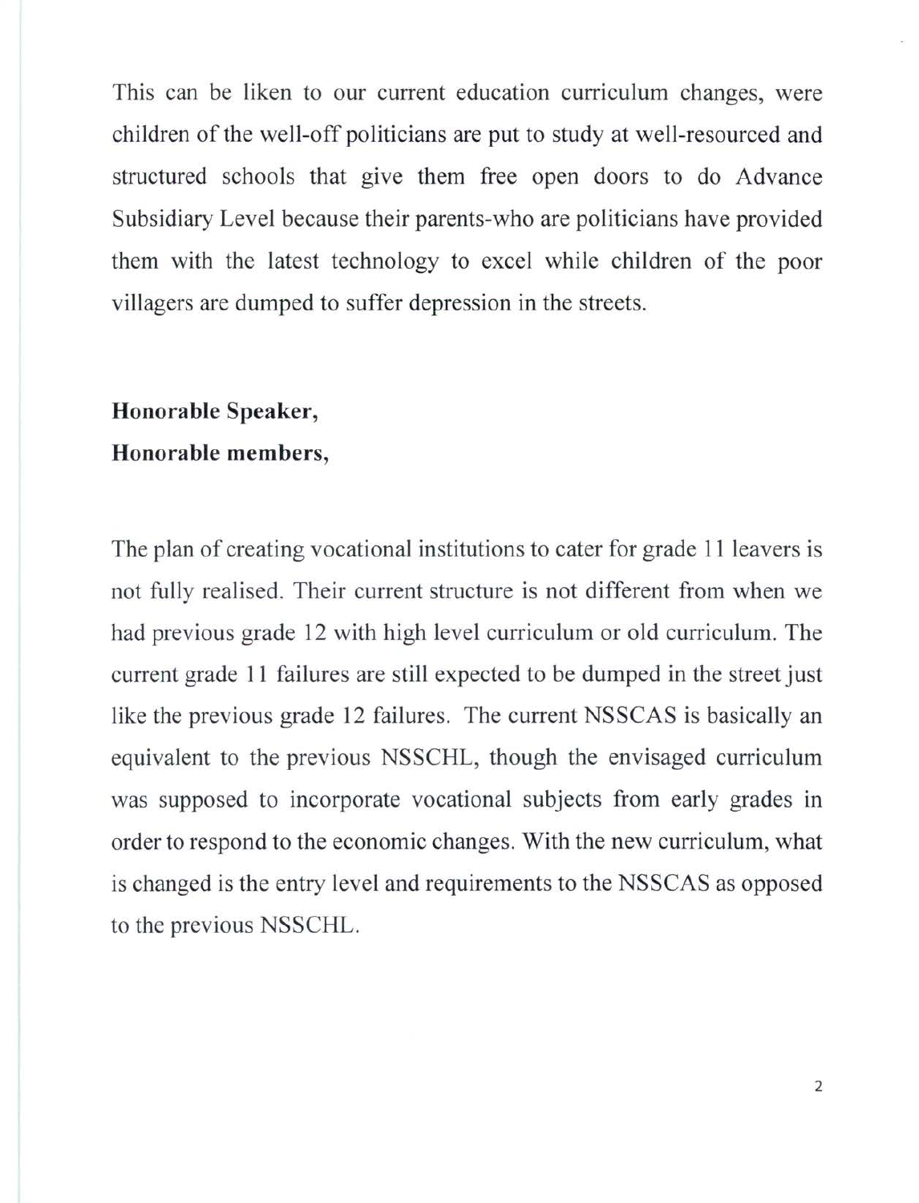This can be liken to our current education curriculum changes, were children of the well-off politicians are put to study at well-resourced and structured schools that give them free open doors to do Advance Subsidiary Level because their parents-who are politicians have provided them with the latest technology to excel while children of the poor villagers are dumped to suffer depression in the streets.

**Honorable Speaker,**
**Honorable members,**

The plan of creating vocational institutions to cater for grade 11 leavers is not fully realised. Their current structure is not different from when we had previous grade 12 with high level curriculum or old curriculum. The current grade 11 failures are still expected to be dumped in the street just like the previous grade 12 failures. The current NSSCAS is basically an equivalent to the previous NSSCHL, though the envisaged curriculum was supposed to incorporate vocational subjects from early grades in order to respond to the economic changes. With the new curriculum, what is changed is the entry level and requirements to the NSSCAS as opposed to the previous NSSCHL.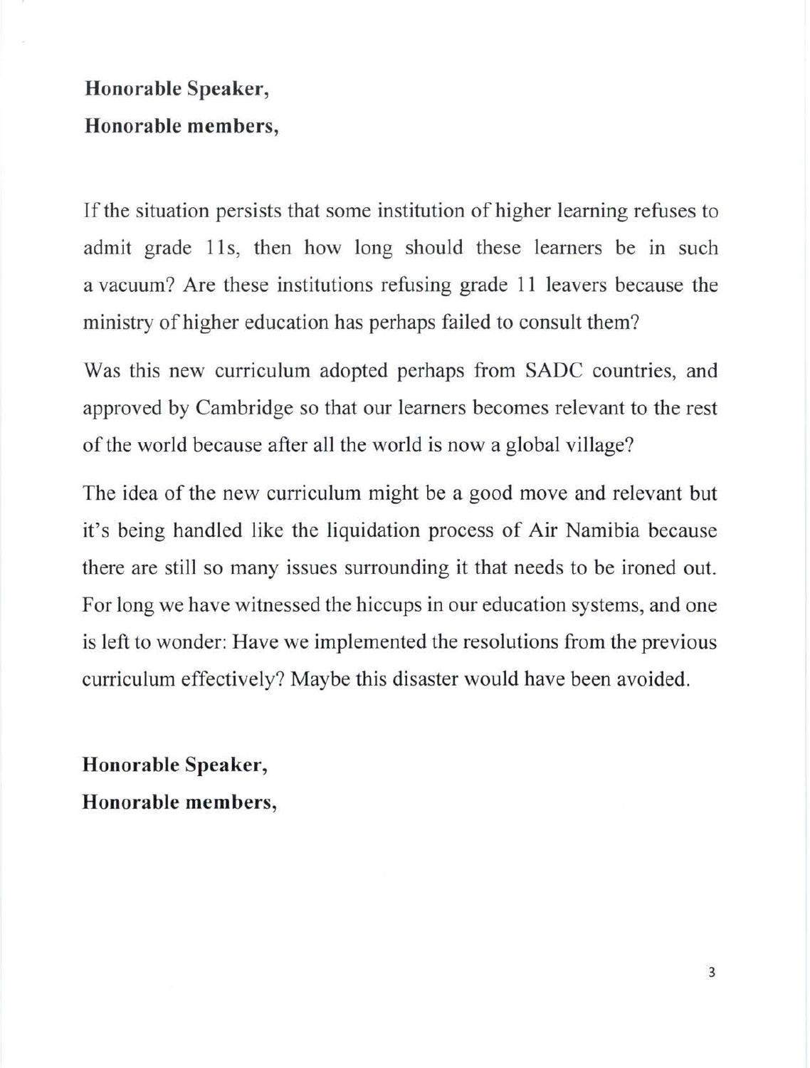**Honorable Speaker,**
**Honorable members,**

If the situation persists that some institution of higher learning refuses to admit grade 11s, then how long should these learners be in such a vacuum? Are these institutions refusing grade 11 leavers because the ministry of higher education has perhaps failed to consult them?

Was this new curriculum adopted perhaps from SADC countries, and approved by Cambridge so that our learners becomes relevant to the rest of the world because after all the world is now a global village?

The idea of the new curriculum might be a good move and relevant but it's being handled like the liquidation process of Air Namibia because there are still so many issues surrounding it that needs to be ironed out. For long we have witnessed the hiccups in our education systems, and one is left to wonder: Have we implemented the resolutions from the previous curriculum effectively? Maybe this disaster would have been avoided.

**Honorable Speaker,**
**Honorable members,**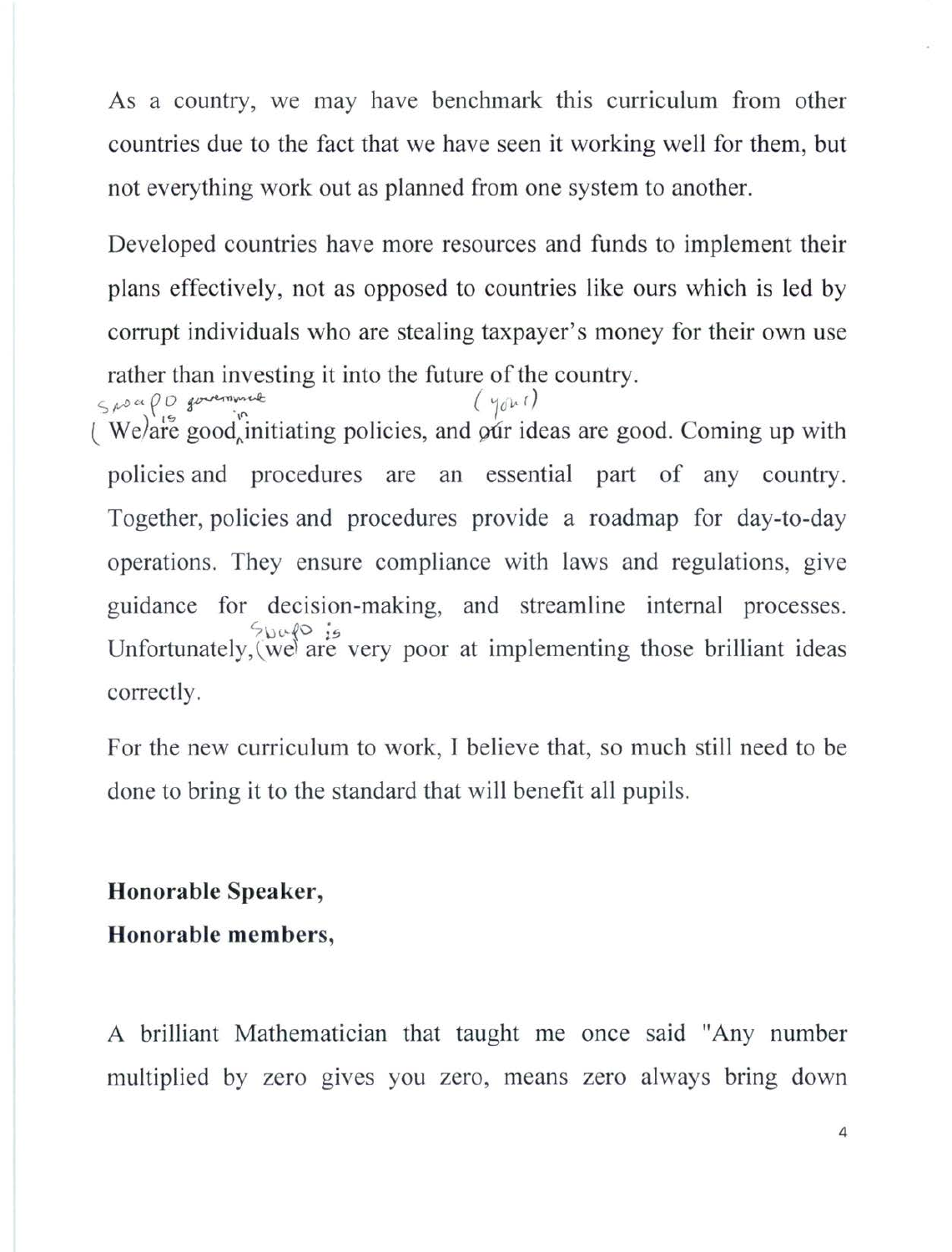As a country, we may have benchmark this curriculum from other countries due to the fact that we have seen it working well for them, but not everything work out as planned from one system to another.

Developed countries have more resources and funds to implement their plans effectively, not as opposed to countries like ours which is led by corrupt individuals who are stealing taxpayer's money for their own use rather than investing it into the future of the country.

We are good initiating policies, and our ideas are good. Coming up with policies and procedures are an essential part of any country. Together, policies and procedures provide a roadmap for day-to-day operations. They ensure compliance with laws and regulations, give guidance for decision-making, and streamline internal processes. Unfortunately, we are very poor at implementing those brilliant ideas correctly.

For the new curriculum to work, I believe that, so much still need to be done to bring it to the standard that will benefit all pupils.

**Honorable Speaker,**
**Honorable members,**

A brilliant Mathematician that taught me once said "Any number multiplied by zero gives you zero, means zero always bring down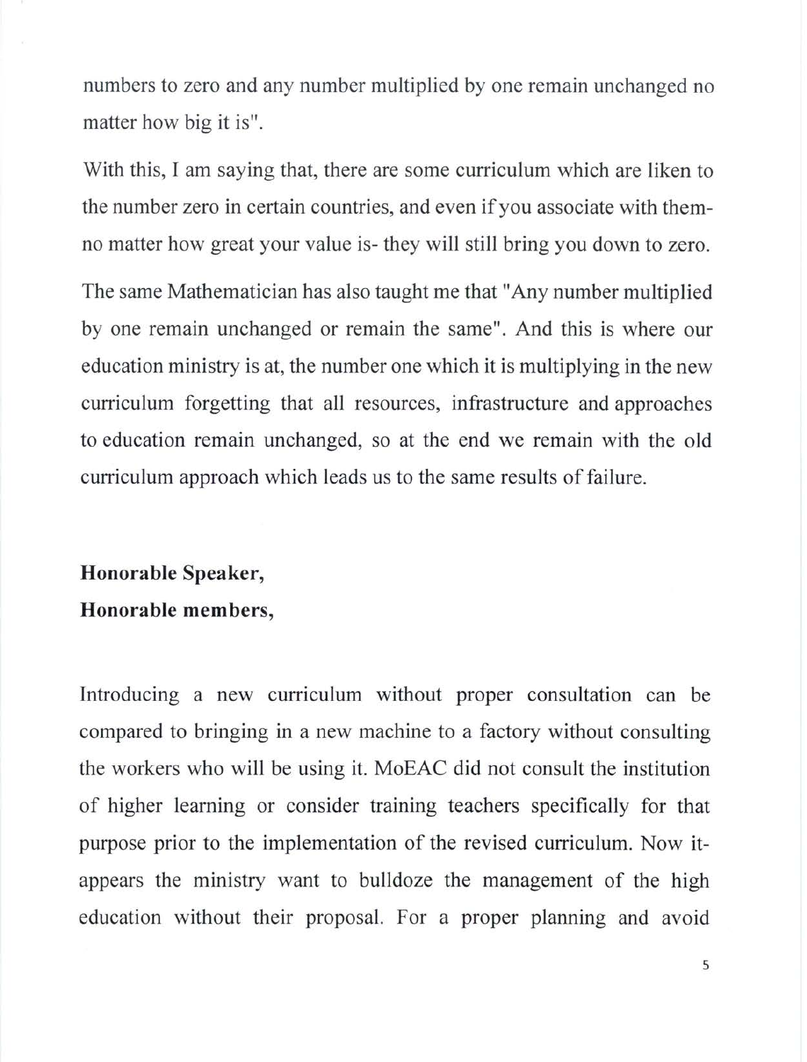numbers to zero and any number multiplied by one remain unchanged no matter how big it is".

With this, I am saying that, there are some curriculum which are liken to the number zero in certain countries, and even if you associate with them- no matter how great your value is- they will still bring you down to zero.

The same Mathematician has also taught me that "Any number multiplied by one remain unchanged or remain the same". And this is where our education ministry is at, the number one which it is multiplying in the new curriculum forgetting that all resources, infrastructure and approaches to education remain unchanged, so at the end we remain with the old curriculum approach which leads us to the same results of failure.

**Honorable Speaker,**
**Honorable members,**

Introducing a new curriculum without proper consultation can be compared to bringing in a new machine to a factory without consulting the workers who will be using it. MoEAC did not consult the institution of higher learning or consider training teachers specifically for that purpose prior to the implementation of the revised curriculum. Now it- appears the ministry want to bulldoze the management of the high education without their proposal. For a proper planning and avoid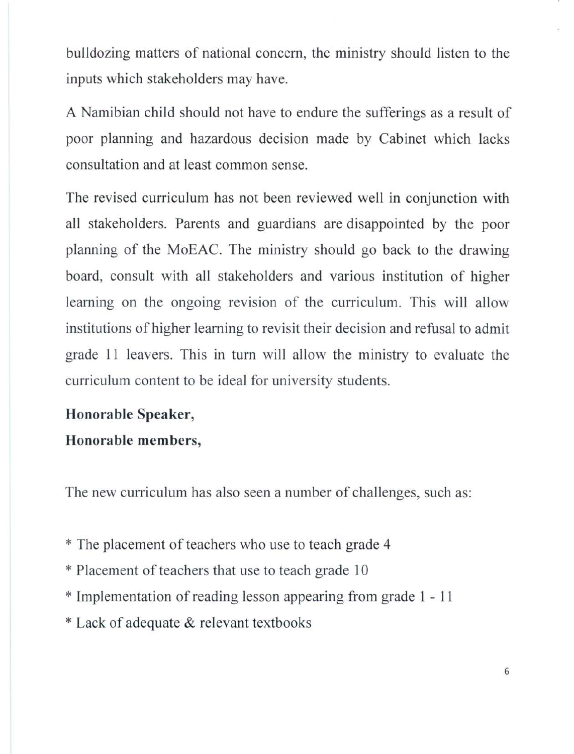bulldozing matters of national concern, the ministry should listen to the inputs which stakeholders may have.

A Namibian child should not have to endure the sufferings as a result of poor planning and hazardous decision made by Cabinet which lacks consultation and at least common sense.

The revised curriculum has not been reviewed well in conjunction with all stakeholders. Parents and guardians are disappointed by the poor planning of the MoEAC. The ministry should go back to the drawing board, consult with all stakeholders and various institution of higher learning on the ongoing revision of the curriculum. This will allow institutions of higher learning to revisit their decision and refusal to admit grade 11 leavers. This in turn will allow the ministry to evaluate the curriculum content to be ideal for university students.

**Honorable Speaker,**
**Honorable members,**

The new curriculum has also seen a number of challenges, such as:

* The placement of teachers who use to teach grade 4
* Placement of teachers that use to teach grade 10
* Implementation of reading lesson appearing from grade 1 - 11
* Lack of adequate & relevant textbooks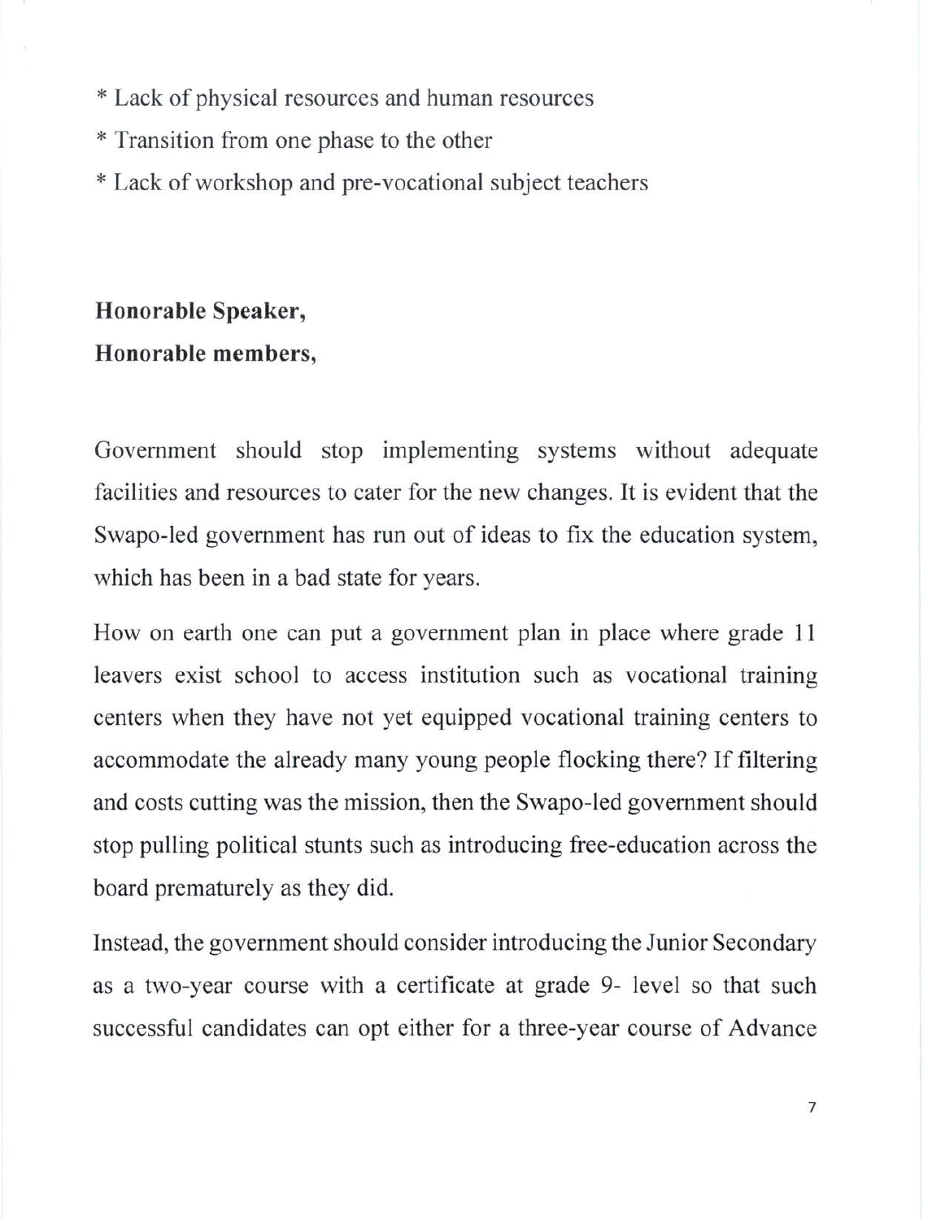* Lack of physical resources and human resources
* Transition from one phase to the other
* Lack of workshop and pre-vocational subject teachers

**Honorable Speaker,**
**Honorable members,**

Government should stop implementing systems without adequate facilities and resources to cater for the new changes. It is evident that the Swapo-led government has run out of ideas to fix the education system, which has been in a bad state for years.

How on earth one can put a government plan in place where grade 11 leavers exist school to access institution such as vocational training centers when they have not yet equipped vocational training centers to accommodate the already many young people flocking there? If filtering and costs cutting was the mission, then the Swapo-led government should stop pulling political stunts such as introducing free-education across the board prematurely as they did.

Instead, the government should consider introducing the Junior Secondary as a two-year course with a certificate at grade 9- level so that such successful candidates can opt either for a three-year course of Advance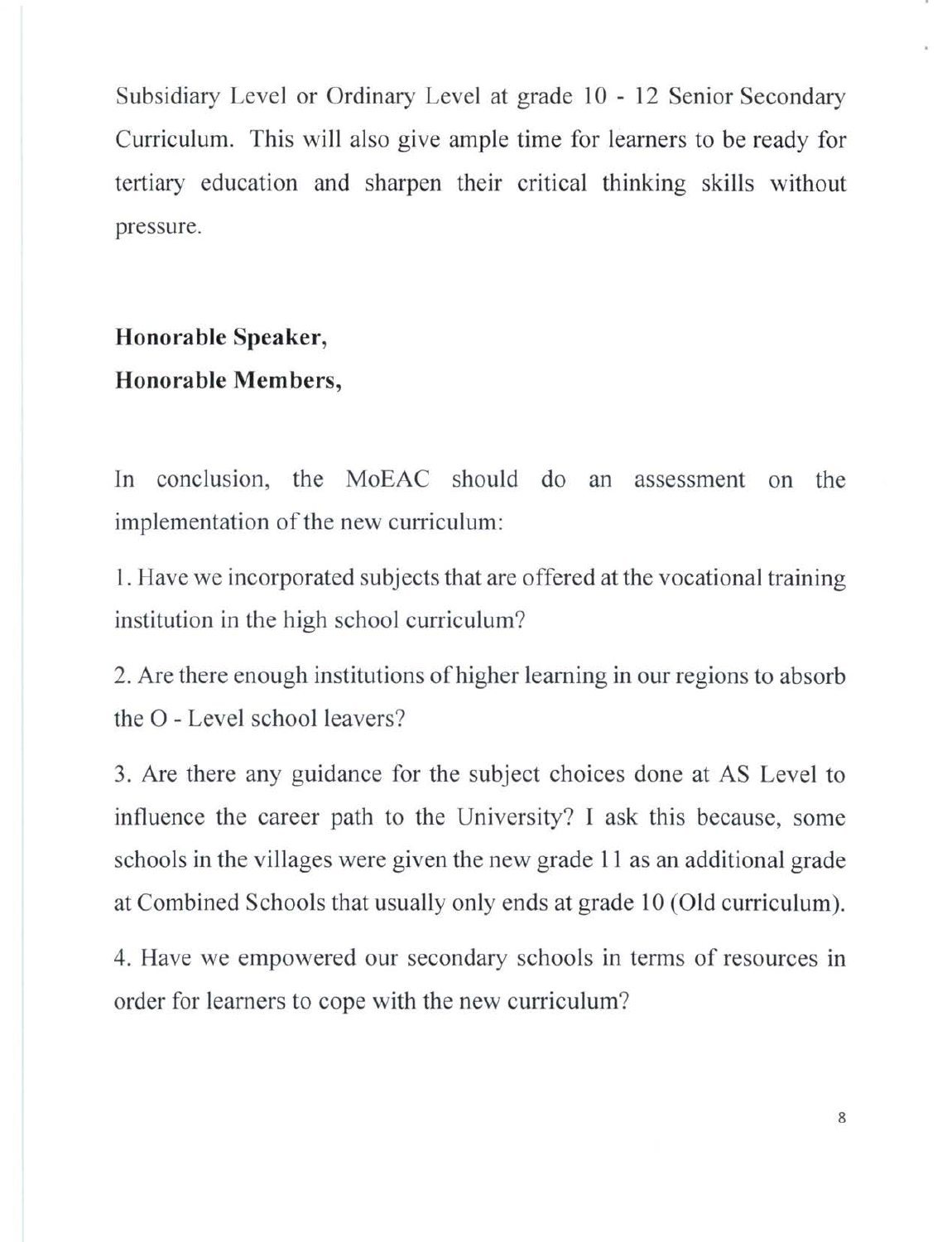Subsidiary Level or Ordinary Level at grade 10 - 12 Senior Secondary Curriculum. This will also give ample time for learners to be ready for tertiary education and sharpen their critical thinking skills without pressure.

**Honorable Speaker,**
**Honorable Members,**

In conclusion, the MoEAC should do an assessment on the implementation of the new curriculum:

1. Have we incorporated subjects that are offered at the vocational training institution in the high school curriculum?

2. Are there enough institutions of higher learning in our regions to absorb the O - Level school leavers?

3. Are there any guidance for the subject choices done at AS Level to influence the career path to the University? I ask this because, some schools in the villages were given the new grade 11 as an additional grade at Combined Schools that usually only ends at grade 10 (Old curriculum).

4. Have we empowered our secondary schools in terms of resources in order for learners to cope with the new curriculum?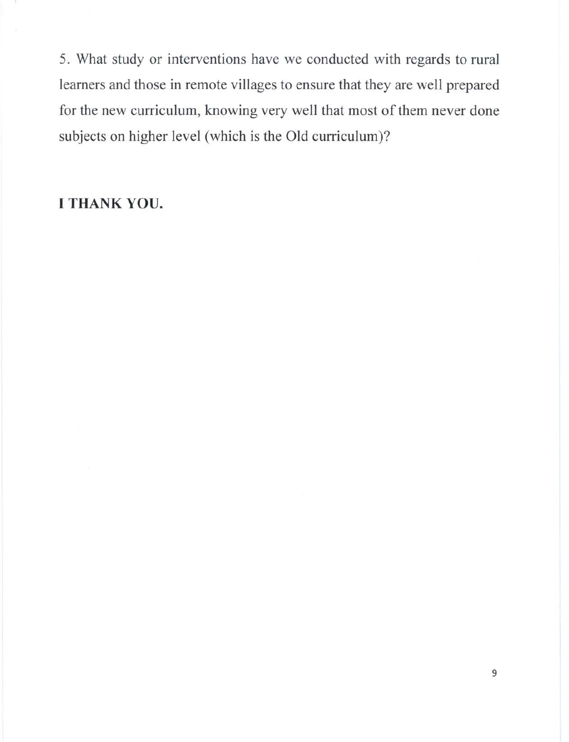5. What study or interventions have we conducted with regards to rural learners and those in remote villages to ensure that they are well prepared for the new curriculum, knowing very well that most of them never done subjects on higher level (which is the Old curriculum)?

**I THANK YOU.**